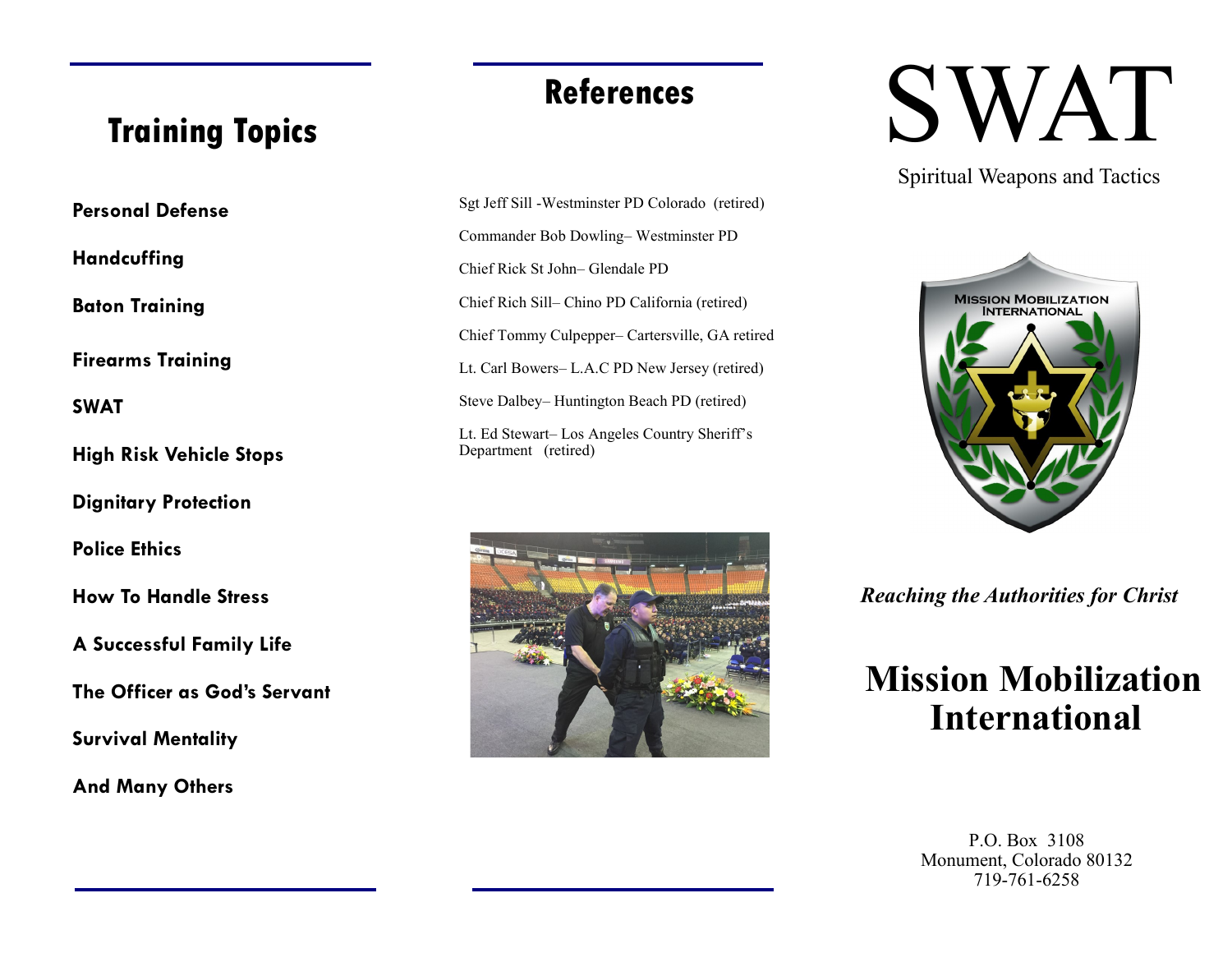## Training Topics

**Personal Defense**

**Handcuffing**

**Baton Training**

**Firearms Training**

**SWAT**

**High Risk Vehicle Stops**

**Dignitary Protection**

**Police Ethics**

**How To Handle Stress**

**A Successful Family Life**

**The Officer as God's Servant**

**Survival Mentality**

**And Many Others**

## References

Sgt Jeff Sill -Westminster PD Colorado (retired)

Commander Bob Dowling– Westminster PD

Chief Rick St John– Glendale PD

Chief Rich Sill– Chino PD California (retired)

Chief Tommy Culpepper– Cartersville, GA retired

Lt. Carl Bowers– L.A.C PD New Jersey (retired)

Steve Dalbey– Huntington Beach PD (retired)

Lt. Ed Stewart– Los Angeles Country Sheriff's Department (retired)

# SWAT

Spiritual Weapons and Tactics

***Reaching the Authorities for Christ***

# Mission Mobilization International

P.O. Box 3108
Monument, Colorado 80132
719-761-6258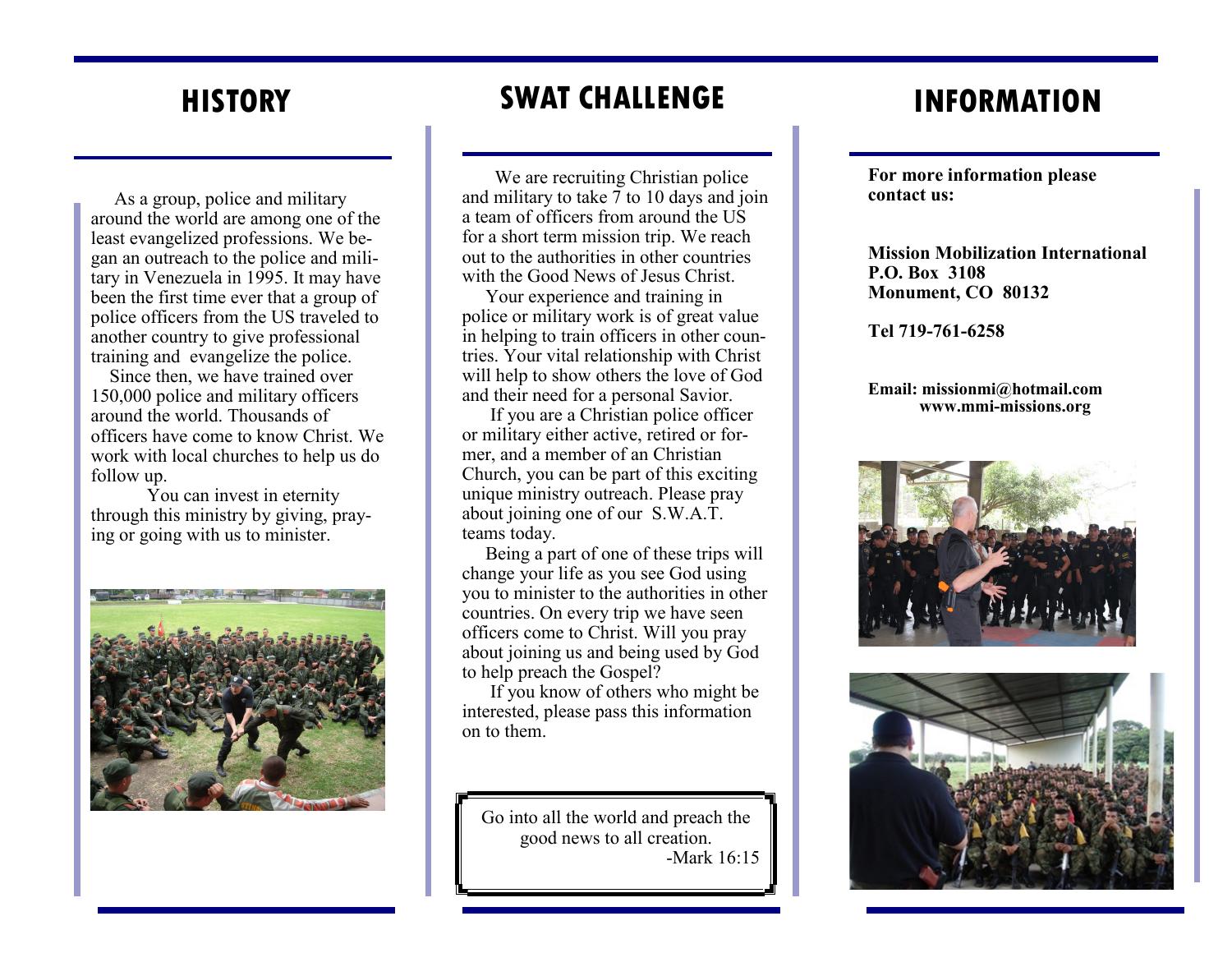## HISTORY

As a group, police and military around the world are among one of the least evangelized professions. We began an outreach to the police and military in Venezuela in 1995. It may have been the first time ever that a group of police officers from the US traveled to another country to give professional training and evangelize the police.

Since then, we have trained over 150,000 police and military officers around the world. Thousands of officers have come to know Christ. We work with local churches to help us do follow up.

You can invest in eternity through this ministry by giving, praying or going with us to minister.

## SWAT CHALLENGE

We are recruiting Christian police and military to take 7 to 10 days and join a team of officers from around the US for a short term mission trip. We reach out to the authorities in other countries with the Good News of Jesus Christ.

Your experience and training in police or military work is of great value in helping to train officers in other countries. Your vital relationship with Christ will help to show others the love of God and their need for a personal Savior.

If you are a Christian police officer or military either active, retired or former, and a member of an Christian Church, you can be part of this exciting unique ministry outreach. Please pray about joining one of our S.W.A.T. teams today.

Being a part of one of these trips will change your life as you see God using you to minister to the authorities in other countries. On every trip we have seen officers come to Christ. Will you pray about joining us and being used by God to help preach the Gospel?

If you know of others who might be interested, please pass this information on to them.

> Go into all the world and preach the good news to all creation.
> -Mark 16:15

## INFORMATION

**For more information please contact us:**

**Mission Mobilization International**
**P.O. Box 3108**
**Monument, CO 80132**

**Tel 719-761-6258**

**Email: missionmi@hotmail.com**
**www.mmi-missions.org**